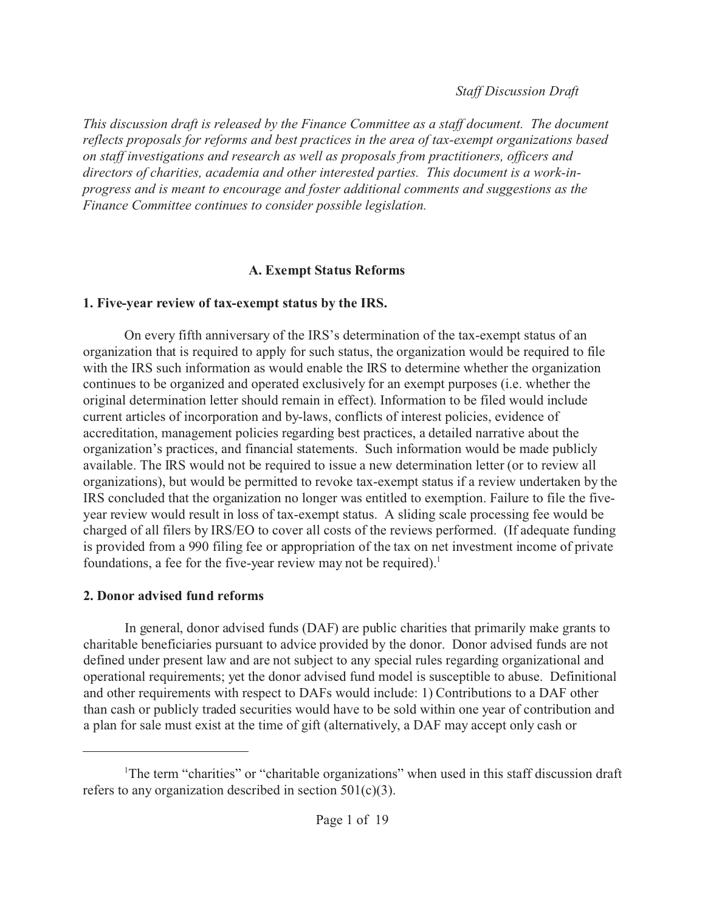*Staff Discussion Draft*

*This discussion draft is released by the Finance Committee as a staff document. The document reflects proposals for reforms and best practices in the area of tax-exempt organizations based on staff investigations and research as well as proposals from practitioners, officers and directors of charities, academia and other interested parties. This document is a work-in-progress and is meant to encourage and foster additional comments and suggestions as the Finance Committee continues to consider possible legislation.*

## A. Exempt Status Reforms

### 1. Five-year review of tax-exempt status by the IRS.

On every fifth anniversary of the IRS's determination of the tax-exempt status of an organization that is required to apply for such status, the organization would be required to file with the IRS such information as would enable the IRS to determine whether the organization continues to be organized and operated exclusively for an exempt purposes (i.e. whether the original determination letter should remain in effect). Information to be filed would include current articles of incorporation and by-laws, conflicts of interest policies, evidence of accreditation, management policies regarding best practices, a detailed narrative about the organization's practices, and financial statements. Such information would be made publicly available. The IRS would not be required to issue a new determination letter (or to review all organizations), but would be permitted to revoke tax-exempt status if a review undertaken by the IRS concluded that the organization no longer was entitled to exemption. Failure to file the five-year review would result in loss of tax-exempt status. A sliding scale processing fee would be charged of all filers by IRS/EO to cover all costs of the reviews performed. (If adequate funding is provided from a 990 filing fee or appropriation of the tax on net investment income of private foundations, a fee for the five-year review may not be required).[1]

### 2. Donor advised fund reforms

In general, donor advised funds (DAF) are public charities that primarily make grants to charitable beneficiaries pursuant to advice provided by the donor. Donor advised funds are not defined under present law and are not subject to any special rules regarding organizational and operational requirements; yet the donor advised fund model is susceptible to abuse. Definitional and other requirements with respect to DAFs would include: 1) Contributions to a DAF other than cash or publicly traded securities would have to be sold within one year of contribution and a plan for sale must exist at the time of gift (alternatively, a DAF may accept only cash or

---

[1] The term "charities" or "charitable organizations" when used in this staff discussion draft refers to any organization described in section 501(c)(3).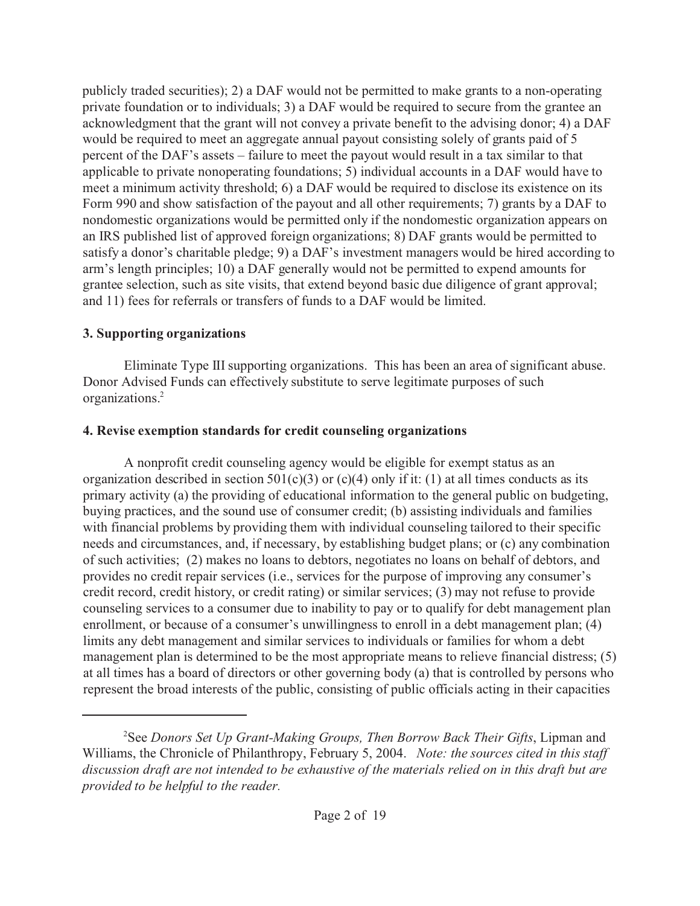publicly traded securities); 2) a DAF would not be permitted to make grants to a non-operating private foundation or to individuals; 3) a DAF would be required to secure from the grantee an acknowledgment that the grant will not convey a private benefit to the advising donor; 4) a DAF would be required to meet an aggregate annual payout consisting solely of grants paid of 5 percent of the DAF's assets – failure to meet the payout would result in a tax similar to that applicable to private nonoperating foundations; 5) individual accounts in a DAF would have to meet a minimum activity threshold; 6) a DAF would be required to disclose its existence on its Form 990 and show satisfaction of the payout and all other requirements; 7) grants by a DAF to nondomestic organizations would be permitted only if the nondomestic organization appears on an IRS published list of approved foreign organizations; 8) DAF grants would be permitted to satisfy a donor's charitable pledge; 9) a DAF's investment managers would be hired according to arm's length principles; 10) a DAF generally would not be permitted to expend amounts for grantee selection, such as site visits, that extend beyond basic due diligence of grant approval; and 11) fees for referrals or transfers of funds to a DAF would be limited.

**3. Supporting organizations**

Eliminate Type III supporting organizations. This has been an area of significant abuse. Donor Advised Funds can effectively substitute to serve legitimate purposes of such organizations.[2]

**4. Revise exemption standards for credit counseling organizations**

A nonprofit credit counseling agency would be eligible for exempt status as an organization described in section 501(c)(3) or (c)(4) only if it: (1) at all times conducts as its primary activity (a) the providing of educational information to the general public on budgeting, buying practices, and the sound use of consumer credit; (b) assisting individuals and families with financial problems by providing them with individual counseling tailored to their specific needs and circumstances, and, if necessary, by establishing budget plans; or (c) any combination of such activities; (2) makes no loans to debtors, negotiates no loans on behalf of debtors, and provides no credit repair services (i.e., services for the purpose of improving any consumer's credit record, credit history, or credit rating) or similar services; (3) may not refuse to provide counseling services to a consumer due to inability to pay or to qualify for debt management plan enrollment, or because of a consumer's unwillingness to enroll in a debt management plan; (4) limits any debt management and similar services to individuals or families for whom a debt management plan is determined to be the most appropriate means to relieve financial distress; (5) at all times has a board of directors or other governing body (a) that is controlled by persons who represent the broad interests of the public, consisting of public officials acting in their capacities

---

[2] See *Donors Set Up Grant-Making Groups, Then Borrow Back Their Gifts*, Lipman and Williams, the Chronicle of Philanthropy, February 5, 2004. *Note: the sources cited in this staff discussion draft are not intended to be exhaustive of the materials relied on in this draft but are provided to be helpful to the reader.*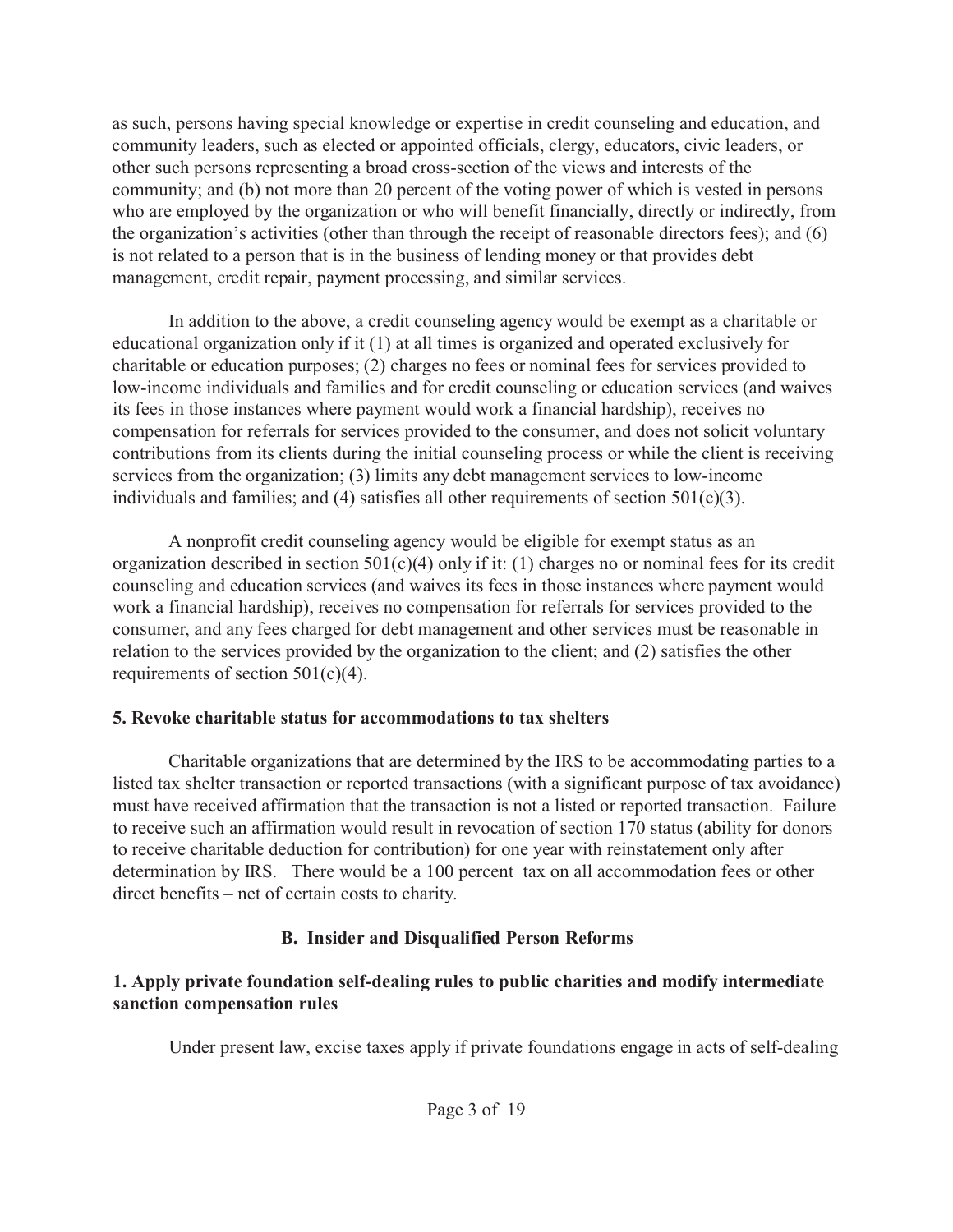as such, persons having special knowledge or expertise in credit counseling and education, and community leaders, such as elected or appointed officials, clergy, educators, civic leaders, or other such persons representing a broad cross-section of the views and interests of the community; and (b) not more than 20 percent of the voting power of which is vested in persons who are employed by the organization or who will benefit financially, directly or indirectly, from the organization's activities (other than through the receipt of reasonable directors fees); and (6) is not related to a person that is in the business of lending money or that provides debt management, credit repair, payment processing, and similar services.

In addition to the above, a credit counseling agency would be exempt as a charitable or educational organization only if it (1) at all times is organized and operated exclusively for charitable or education purposes; (2) charges no fees or nominal fees for services provided to low-income individuals and families and for credit counseling or education services (and waives its fees in those instances where payment would work a financial hardship), receives no compensation for referrals for services provided to the consumer, and does not solicit voluntary contributions from its clients during the initial counseling process or while the client is receiving services from the organization; (3) limits any debt management services to low-income individuals and families; and (4) satisfies all other requirements of section 501(c)(3).

A nonprofit credit counseling agency would be eligible for exempt status as an organization described in section 501(c)(4) only if it: (1) charges no or nominal fees for its credit counseling and education services (and waives its fees in those instances where payment would work a financial hardship), receives no compensation for referrals for services provided to the consumer, and any fees charged for debt management and other services must be reasonable in relation to the services provided by the organization to the client; and (2) satisfies the other requirements of section 501(c)(4).

### 5. Revoke charitable status for accommodations to tax shelters

Charitable organizations that are determined by the IRS to be accommodating parties to a listed tax shelter transaction or reported transactions (with a significant purpose of tax avoidance) must have received affirmation that the transaction is not a listed or reported transaction. Failure to receive such an affirmation would result in revocation of section 170 status (ability for donors to receive charitable deduction for contribution) for one year with reinstatement only after determination by IRS. There would be a 100 percent tax on all accommodation fees or other direct benefits – net of certain costs to charity.

## B. Insider and Disqualified Person Reforms

### 1. Apply private foundation self-dealing rules to public charities and modify intermediate sanction compensation rules

Under present law, excise taxes apply if private foundations engage in acts of self-dealing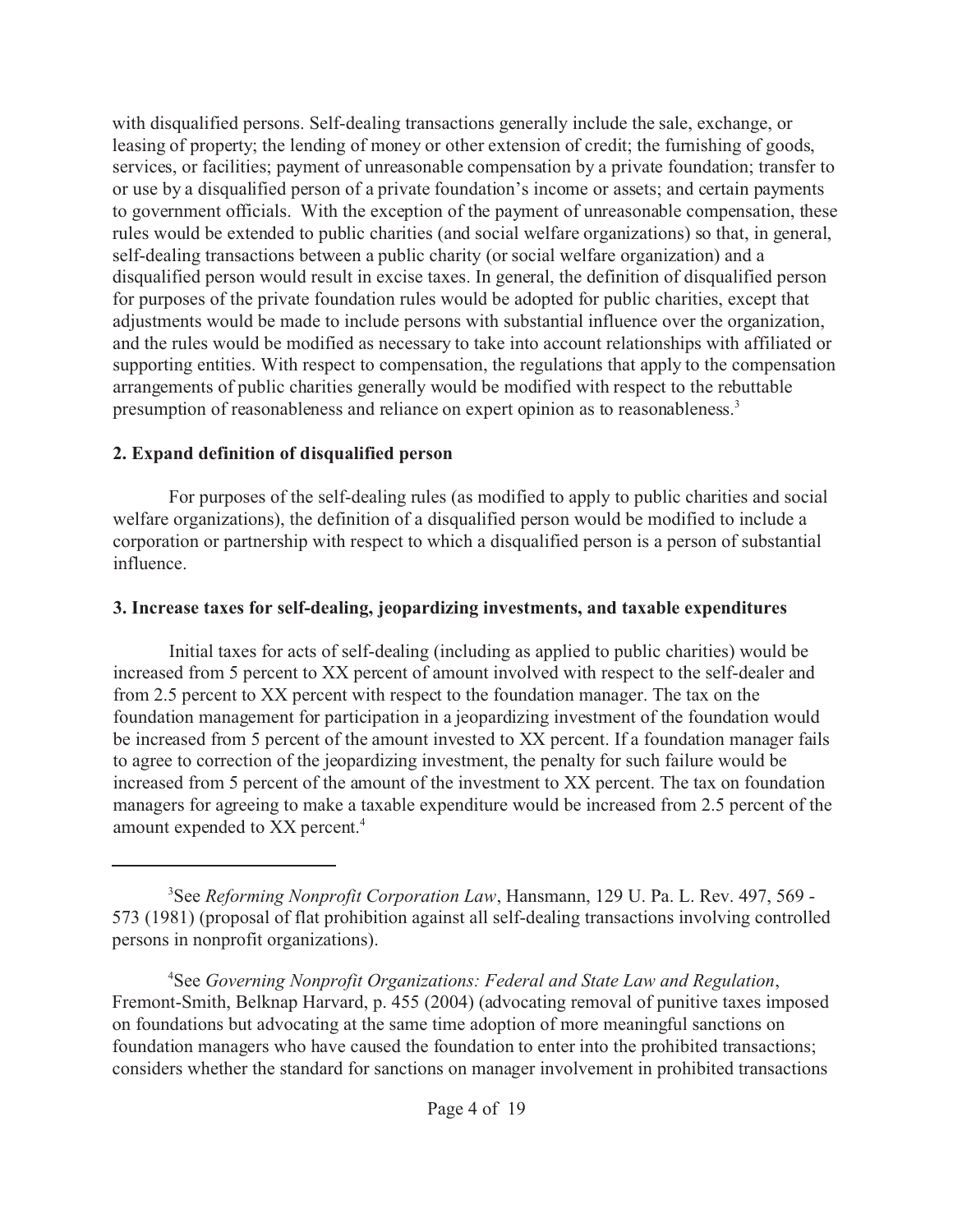with disqualified persons. Self-dealing transactions generally include the sale, exchange, or leasing of property; the lending of money or other extension of credit; the furnishing of goods, services, or facilities; payment of unreasonable compensation by a private foundation; transfer to or use by a disqualified person of a private foundation's income or assets; and certain payments to government officials. With the exception of the payment of unreasonable compensation, these rules would be extended to public charities (and social welfare organizations) so that, in general, self-dealing transactions between a public charity (or social welfare organization) and a disqualified person would result in excise taxes. In general, the definition of disqualified person for purposes of the private foundation rules would be adopted for public charities, except that adjustments would be made to include persons with substantial influence over the organization, and the rules would be modified as necessary to take into account relationships with affiliated or supporting entities. With respect to compensation, the regulations that apply to the compensation arrangements of public charities generally would be modified with respect to the rebuttable presumption of reasonableness and reliance on expert opinion as to reasonableness.[3]

**2. Expand definition of disqualified person**

For purposes of the self-dealing rules (as modified to apply to public charities and social welfare organizations), the definition of a disqualified person would be modified to include a corporation or partnership with respect to which a disqualified person is a person of substantial influence.

**3. Increase taxes for self-dealing, jeopardizing investments, and taxable expenditures**

Initial taxes for acts of self-dealing (including as applied to public charities) would be increased from 5 percent to XX percent of amount involved with respect to the self-dealer and from 2.5 percent to XX percent with respect to the foundation manager. The tax on the foundation management for participation in a jeopardizing investment of the foundation would be increased from 5 percent of the amount invested to XX percent. If a foundation manager fails to agree to correction of the jeopardizing investment, the penalty for such failure would be increased from 5 percent of the amount of the investment to XX percent. The tax on foundation managers for agreeing to make a taxable expenditure would be increased from 2.5 percent of the amount expended to XX percent.[4]

---

[3]See *Reforming Nonprofit Corporation Law*, Hansmann, 129 U. Pa. L. Rev. 497, 569 - 573 (1981) (proposal of flat prohibition against all self-dealing transactions involving controlled persons in nonprofit organizations).

[4]See *Governing Nonprofit Organizations: Federal and State Law and Regulation*, Fremont-Smith, Belknap Harvard, p. 455 (2004) (advocating removal of punitive taxes imposed on foundations but advocating at the same time adoption of more meaningful sanctions on foundation managers who have caused the foundation to enter into the prohibited transactions; considers whether the standard for sanctions on manager involvement in prohibited transactions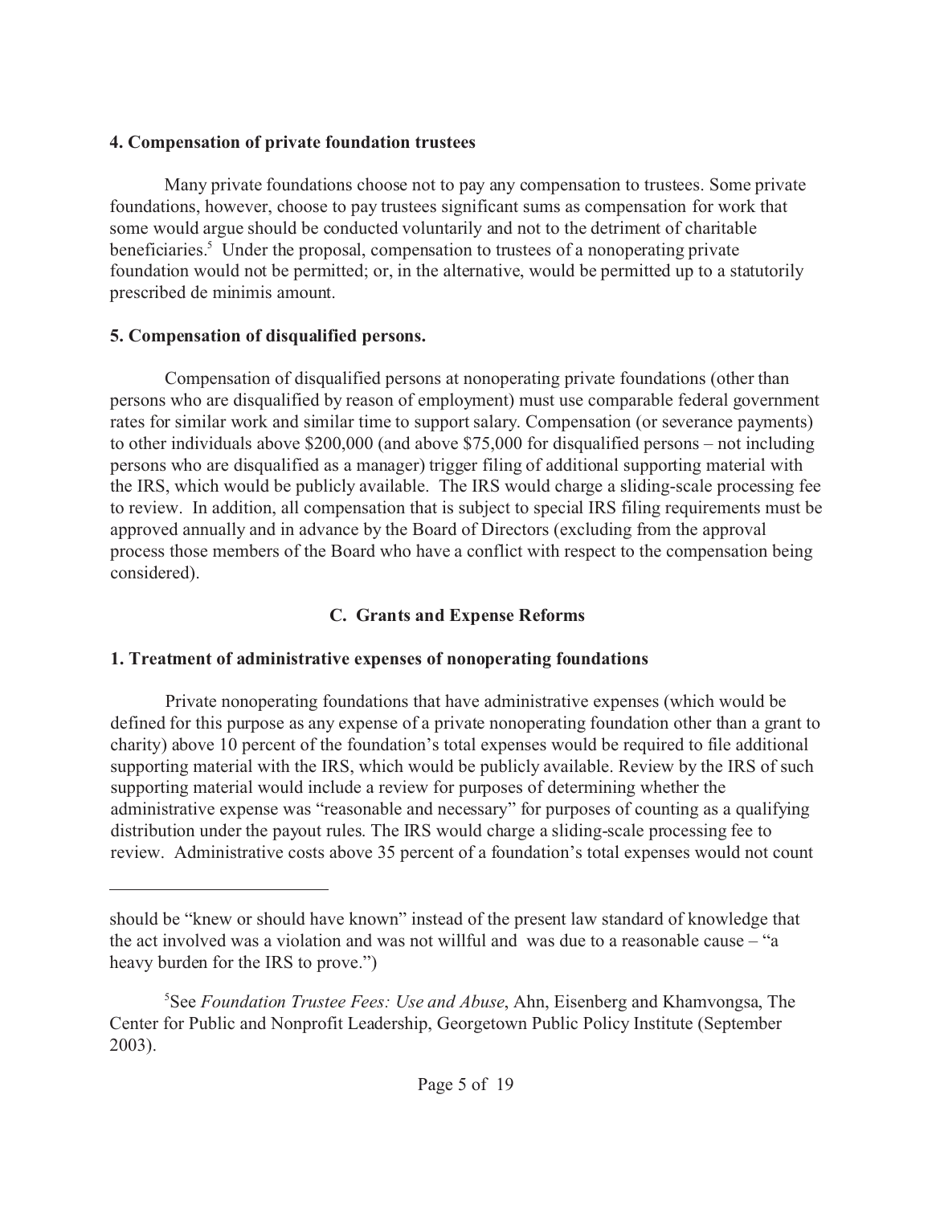**4. Compensation of private foundation trustees**

Many private foundations choose not to pay any compensation to trustees. Some private foundations, however, choose to pay trustees significant sums as compensation for work that some would argue should be conducted voluntarily and not to the detriment of charitable beneficiaries.[5] Under the proposal, compensation to trustees of a nonoperating private foundation would not be permitted; or, in the alternative, would be permitted up to a statutorily prescribed de minimis amount.

**5. Compensation of disqualified persons.**

Compensation of disqualified persons at nonoperating private foundations (other than persons who are disqualified by reason of employment) must use comparable federal government rates for similar work and similar time to support salary. Compensation (or severance payments) to other individuals above $200,000 (and above $75,000 for disqualified persons – not including persons who are disqualified as a manager) trigger filing of additional supporting material with the IRS, which would be publicly available. The IRS would charge a sliding-scale processing fee to review. In addition, all compensation that is subject to special IRS filing requirements must be approved annually and in advance by the Board of Directors (excluding from the approval process those members of the Board who have a conflict with respect to the compensation being considered).

## C. Grants and Expense Reforms

**1. Treatment of administrative expenses of nonoperating foundations**

Private nonoperating foundations that have administrative expenses (which would be defined for this purpose as any expense of a private nonoperating foundation other than a grant to charity) above 10 percent of the foundation's total expenses would be required to file additional supporting material with the IRS, which would be publicly available. Review by the IRS of such supporting material would include a review for purposes of determining whether the administrative expense was "reasonable and necessary" for purposes of counting as a qualifying distribution under the payout rules. The IRS would charge a sliding-scale processing fee to review. Administrative costs above 35 percent of a foundation's total expenses would not count

---

should be "knew or should have known" instead of the present law standard of knowledge that the act involved was a violation and was not willful and was due to a reasonable cause – "a heavy burden for the IRS to prove.")

[5] See *Foundation Trustee Fees: Use and Abuse*, Ahn, Eisenberg and Khamvongsa, The Center for Public and Nonprofit Leadership, Georgetown Public Policy Institute (September 2003).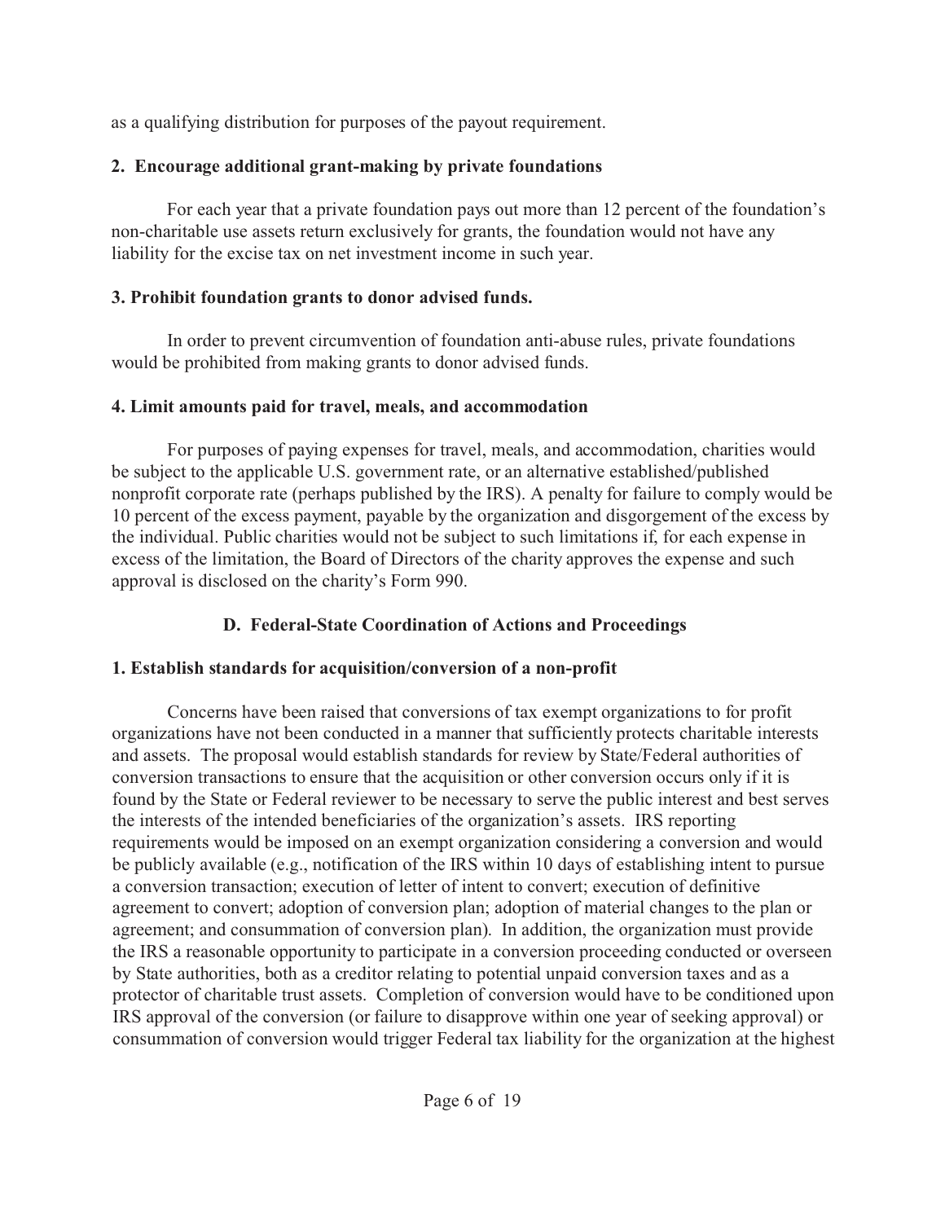as a qualifying distribution for purposes of the payout requirement.

**2. Encourage additional grant-making by private foundations**

For each year that a private foundation pays out more than 12 percent of the foundation's non-charitable use assets return exclusively for grants, the foundation would not have any liability for the excise tax on net investment income in such year.

**3. Prohibit foundation grants to donor advised funds.**

In order to prevent circumvention of foundation anti-abuse rules, private foundations would be prohibited from making grants to donor advised funds.

**4. Limit amounts paid for travel, meals, and accommodation**

For purposes of paying expenses for travel, meals, and accommodation, charities would be subject to the applicable U.S. government rate, or an alternative established/published nonprofit corporate rate (perhaps published by the IRS). A penalty for failure to comply would be 10 percent of the excess payment, payable by the organization and disgorgement of the excess by the individual. Public charities would not be subject to such limitations if, for each expense in excess of the limitation, the Board of Directors of the charity approves the expense and such approval is disclosed on the charity's Form 990.

## D. Federal-State Coordination of Actions and Proceedings

**1. Establish standards for acquisition/conversion of a non-profit**

Concerns have been raised that conversions of tax exempt organizations to for profit organizations have not been conducted in a manner that sufficiently protects charitable interests and assets. The proposal would establish standards for review by State/Federal authorities of conversion transactions to ensure that the acquisition or other conversion occurs only if it is found by the State or Federal reviewer to be necessary to serve the public interest and best serves the interests of the intended beneficiaries of the organization's assets. IRS reporting requirements would be imposed on an exempt organization considering a conversion and would be publicly available (e.g., notification of the IRS within 10 days of establishing intent to pursue a conversion transaction; execution of letter of intent to convert; execution of definitive agreement to convert; adoption of conversion plan; adoption of material changes to the plan or agreement; and consummation of conversion plan). In addition, the organization must provide the IRS a reasonable opportunity to participate in a conversion proceeding conducted or overseen by State authorities, both as a creditor relating to potential unpaid conversion taxes and as a protector of charitable trust assets. Completion of conversion would have to be conditioned upon IRS approval of the conversion (or failure to disapprove within one year of seeking approval) or consummation of conversion would trigger Federal tax liability for the organization at the highest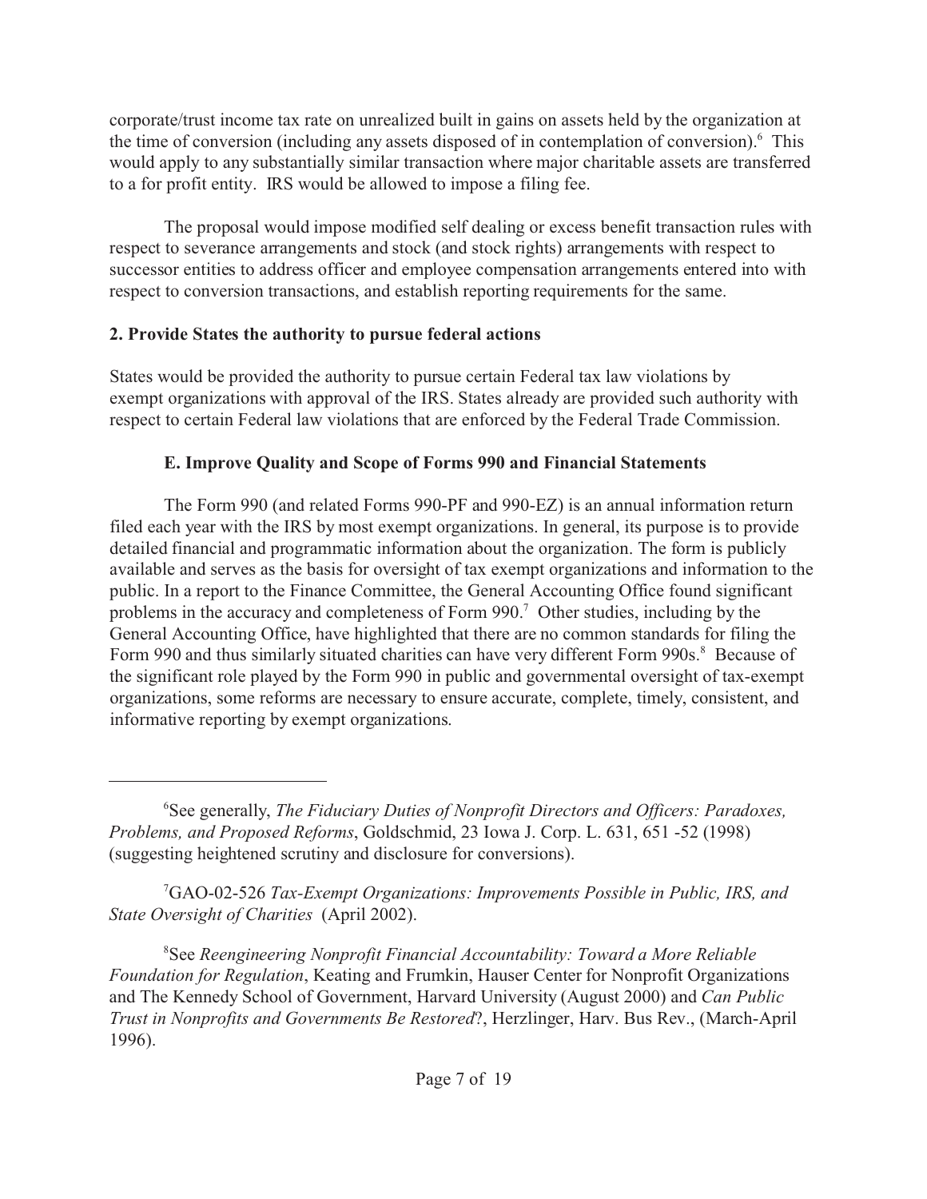corporate/trust income tax rate on unrealized built in gains on assets held by the organization at the time of conversion (including any assets disposed of in contemplation of conversion).[6] This would apply to any substantially similar transaction where major charitable assets are transferred to a for profit entity. IRS would be allowed to impose a filing fee.

The proposal would impose modified self dealing or excess benefit transaction rules with respect to severance arrangements and stock (and stock rights) arrangements with respect to successor entities to address officer and employee compensation arrangements entered into with respect to conversion transactions, and establish reporting requirements for the same.

**2. Provide States the authority to pursue federal actions**

States would be provided the authority to pursue certain Federal tax law violations by exempt organizations with approval of the IRS. States already are provided such authority with respect to certain Federal law violations that are enforced by the Federal Trade Commission.

## E. Improve Quality and Scope of Forms 990 and Financial Statements

The Form 990 (and related Forms 990-PF and 990-EZ) is an annual information return filed each year with the IRS by most exempt organizations. In general, its purpose is to provide detailed financial and programmatic information about the organization. The form is publicly available and serves as the basis for oversight of tax exempt organizations and information to the public. In a report to the Finance Committee, the General Accounting Office found significant problems in the accuracy and completeness of Form 990.[7] Other studies, including by the General Accounting Office, have highlighted that there are no common standards for filing the Form 990 and thus similarly situated charities can have very different Form 990s.[8] Because of the significant role played by the Form 990 in public and governmental oversight of tax-exempt organizations, some reforms are necessary to ensure accurate, complete, timely, consistent, and informative reporting by exempt organizations.

---

[6] See generally, *The Fiduciary Duties of Nonprofit Directors and Officers: Paradoxes, Problems, and Proposed Reforms*, Goldschmid, 23 Iowa J. Corp. L. 631, 651 -52 (1998) (suggesting heightened scrutiny and disclosure for conversions).

[7] GAO-02-526 *Tax-Exempt Organizations: Improvements Possible in Public, IRS, and State Oversight of Charities* (April 2002).

[8] See *Reengineering Nonprofit Financial Accountability: Toward a More Reliable Foundation for Regulation*, Keating and Frumkin, Hauser Center for Nonprofit Organizations and The Kennedy School of Government, Harvard University (August 2000) and *Can Public Trust in Nonprofits and Governments Be Restored*?, Herzlinger, Harv. Bus Rev., (March-April 1996).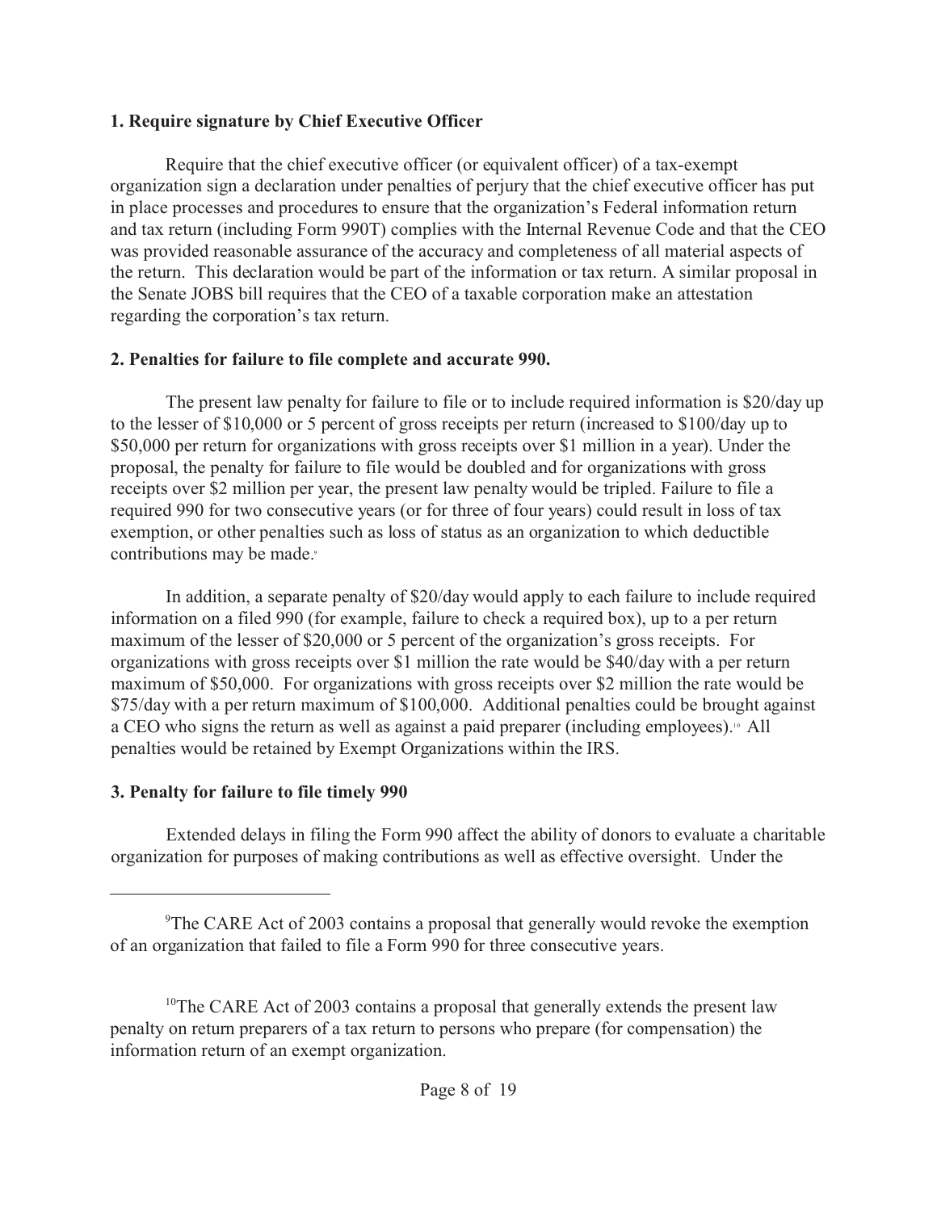**1. Require signature by Chief Executive Officer**

Require that the chief executive officer (or equivalent officer) of a tax-exempt organization sign a declaration under penalties of perjury that the chief executive officer has put in place processes and procedures to ensure that the organization's Federal information return and tax return (including Form 990T) complies with the Internal Revenue Code and that the CEO was provided reasonable assurance of the accuracy and completeness of all material aspects of the return. This declaration would be part of the information or tax return. A similar proposal in the Senate JOBS bill requires that the CEO of a taxable corporation make an attestation regarding the corporation's tax return.

**2. Penalties for failure to file complete and accurate 990.**

The present law penalty for failure to file or to include required information is $20/day up to the lesser of $10,000 or 5 percent of gross receipts per return (increased to $100/day up to $50,000 per return for organizations with gross receipts over $1 million in a year). Under the proposal, the penalty for failure to file would be doubled and for organizations with gross receipts over $2 million per year, the present law penalty would be tripled. Failure to file a required 990 for two consecutive years (or for three of four years) could result in loss of tax exemption, or other penalties such as loss of status as an organization to which deductible contributions may be made.[9]

In addition, a separate penalty of $20/day would apply to each failure to include required information on a filed 990 (for example, failure to check a required box), up to a per return maximum of the lesser of $20,000 or 5 percent of the organization's gross receipts. For organizations with gross receipts over $1 million the rate would be $40/day with a per return maximum of $50,000. For organizations with gross receipts over $2 million the rate would be $75/day with a per return maximum of $100,000. Additional penalties could be brought against a CEO who signs the return as well as against a paid preparer (including employees).[10] All penalties would be retained by Exempt Organizations within the IRS.

**3. Penalty for failure to file timely 990**

Extended delays in filing the Form 990 affect the ability of donors to evaluate a charitable organization for purposes of making contributions as well as effective oversight. Under the

---

[9] The CARE Act of 2003 contains a proposal that generally would revoke the exemption of an organization that failed to file a Form 990 for three consecutive years.

[10] The CARE Act of 2003 contains a proposal that generally extends the present law penalty on return preparers of a tax return to persons who prepare (for compensation) the information return of an exempt organization.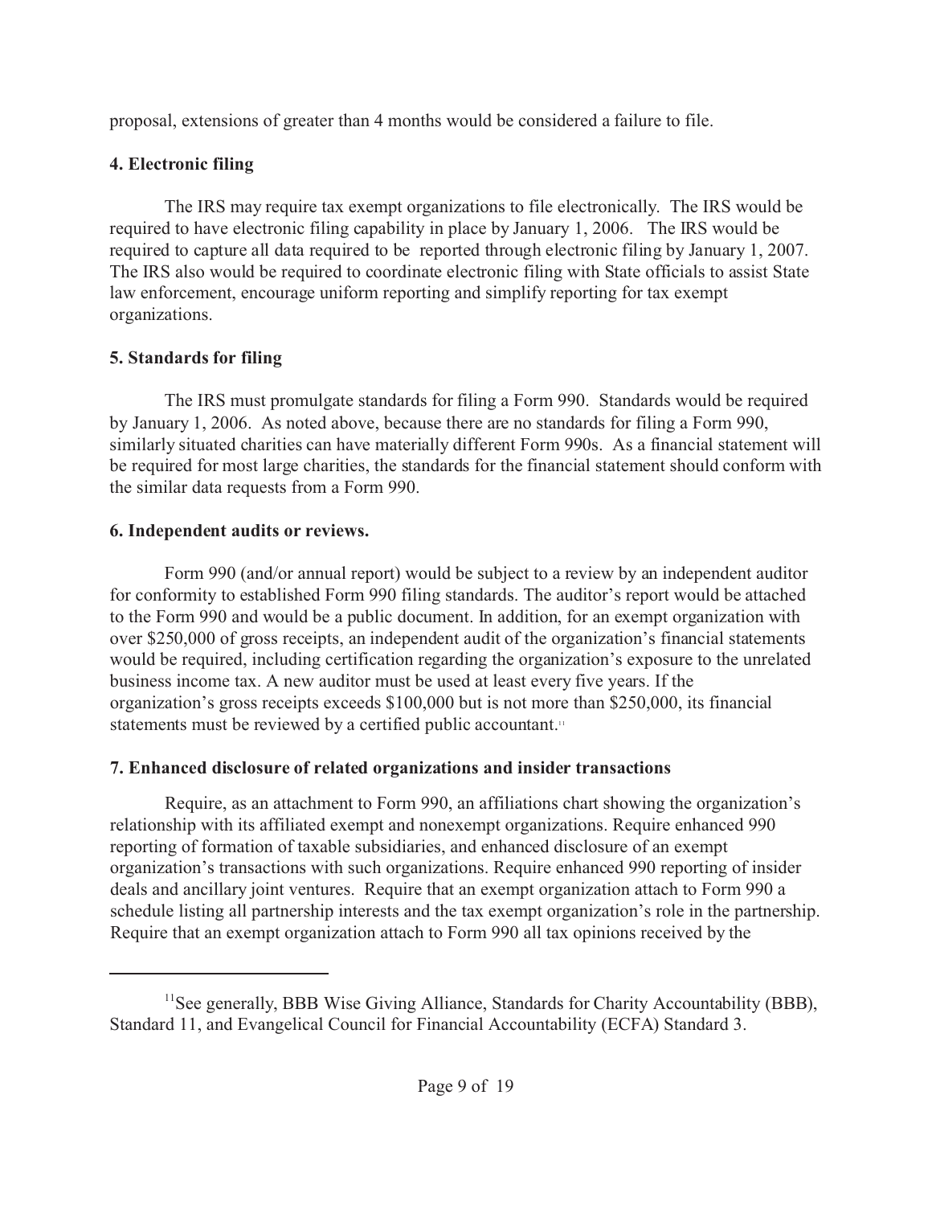proposal, extensions of greater than 4 months would be considered a failure to file.

**4. Electronic filing**

The IRS may require tax exempt organizations to file electronically. The IRS would be required to have electronic filing capability in place by January 1, 2006. The IRS would be required to capture all data required to be reported through electronic filing by January 1, 2007. The IRS also would be required to coordinate electronic filing with State officials to assist State law enforcement, encourage uniform reporting and simplify reporting for tax exempt organizations.

**5. Standards for filing**

The IRS must promulgate standards for filing a Form 990. Standards would be required by January 1, 2006. As noted above, because there are no standards for filing a Form 990, similarly situated charities can have materially different Form 990s. As a financial statement will be required for most large charities, the standards for the financial statement should conform with the similar data requests from a Form 990.

**6. Independent audits or reviews.**

Form 990 (and/or annual report) would be subject to a review by an independent auditor for conformity to established Form 990 filing standards. The auditor's report would be attached to the Form 990 and would be a public document. In addition, for an exempt organization with over $250,000 of gross receipts, an independent audit of the organization's financial statements would be required, including certification regarding the organization's exposure to the unrelated business income tax. A new auditor must be used at least every five years. If the organization's gross receipts exceeds $100,000 but is not more than $250,000, its financial statements must be reviewed by a certified public accountant.[11]

**7. Enhanced disclosure of related organizations and insider transactions**

Require, as an attachment to Form 990, an affiliations chart showing the organization's relationship with its affiliated exempt and nonexempt organizations. Require enhanced 990 reporting of formation of taxable subsidiaries, and enhanced disclosure of an exempt organization's transactions with such organizations. Require enhanced 990 reporting of insider deals and ancillary joint ventures. Require that an exempt organization attach to Form 990 a schedule listing all partnership interests and the tax exempt organization's role in the partnership. Require that an exempt organization attach to Form 990 all tax opinions received by the

---

[11] See generally, BBB Wise Giving Alliance, Standards for Charity Accountability (BBB), Standard 11, and Evangelical Council for Financial Accountability (ECFA) Standard 3.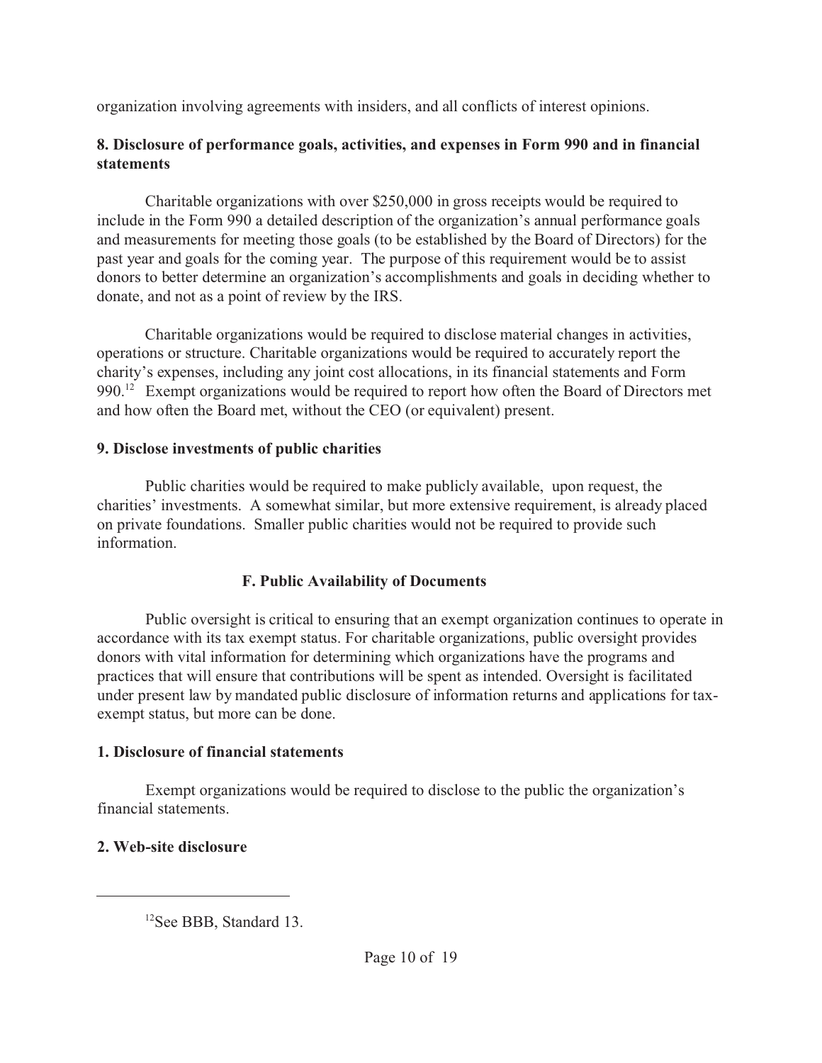organization involving agreements with insiders, and all conflicts of interest opinions.

**8. Disclosure of performance goals, activities, and expenses in Form 990 and in financial statements**

Charitable organizations with over $250,000 in gross receipts would be required to include in the Form 990 a detailed description of the organization's annual performance goals and measurements for meeting those goals (to be established by the Board of Directors) for the past year and goals for the coming year. The purpose of this requirement would be to assist donors to better determine an organization's accomplishments and goals in deciding whether to donate, and not as a point of review by the IRS.

Charitable organizations would be required to disclose material changes in activities, operations or structure. Charitable organizations would be required to accurately report the charity's expenses, including any joint cost allocations, in its financial statements and Form 990.[12] Exempt organizations would be required to report how often the Board of Directors met and how often the Board met, without the CEO (or equivalent) present.

**9. Disclose investments of public charities**

Public charities would be required to make publicly available, upon request, the charities' investments. A somewhat similar, but more extensive requirement, is already placed on private foundations. Smaller public charities would not be required to provide such information.

## F. Public Availability of Documents

Public oversight is critical to ensuring that an exempt organization continues to operate in accordance with its tax exempt status. For charitable organizations, public oversight provides donors with vital information for determining which organizations have the programs and practices that will ensure that contributions will be spent as intended. Oversight is facilitated under present law by mandated public disclosure of information returns and applications for tax-exempt status, but more can be done.

**1. Disclosure of financial statements**

Exempt organizations would be required to disclose to the public the organization's financial statements.

**2. Web-site disclosure**

---

[12] See BBB, Standard 13.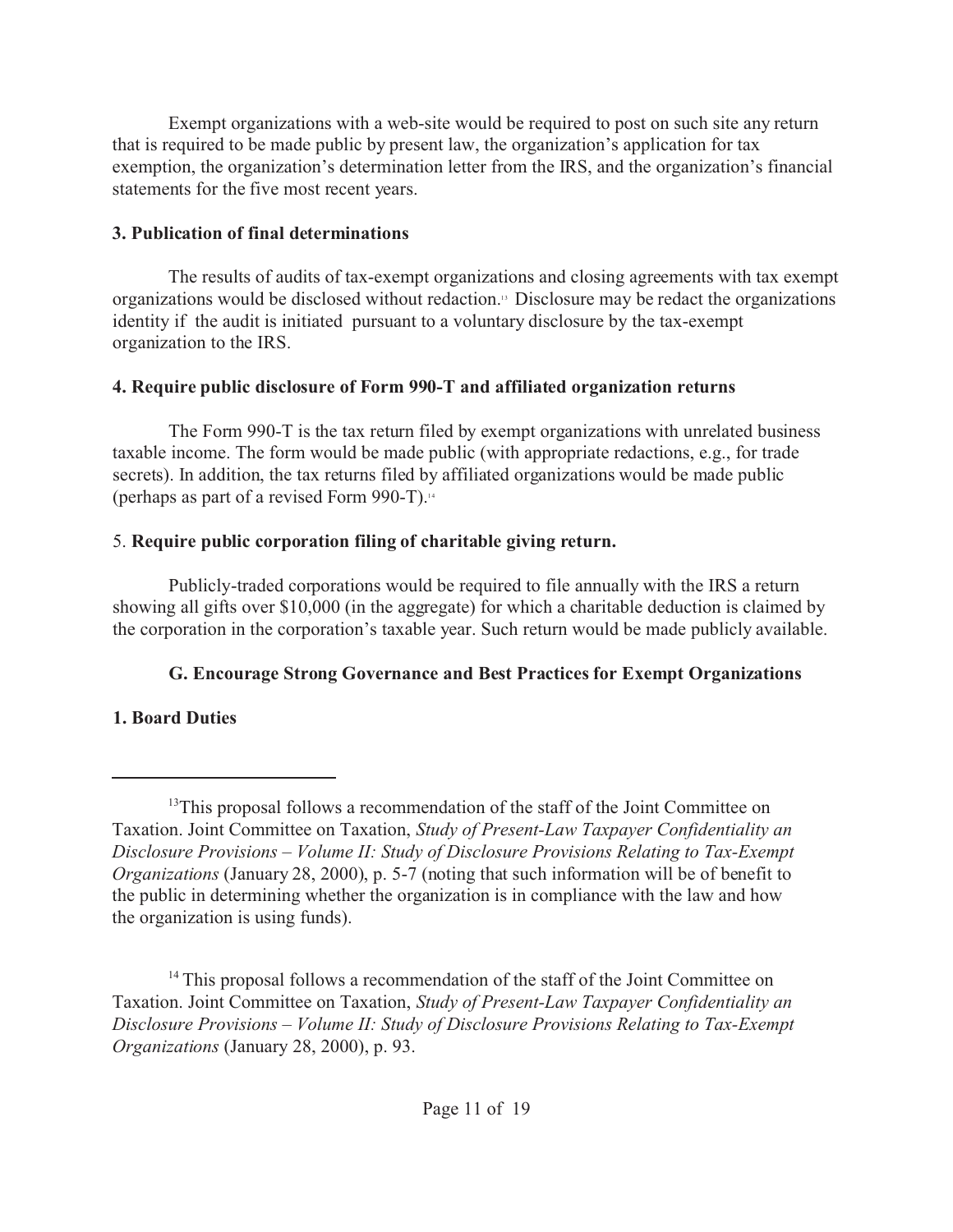Exempt organizations with a web-site would be required to post on such site any return that is required to be made public by present law, the organization's application for tax exemption, the organization's determination letter from the IRS, and the organization's financial statements for the five most recent years.

**3. Publication of final determinations**

The results of audits of tax-exempt organizations and closing agreements with tax exempt organizations would be disclosed without redaction.[13] Disclosure may be redact the organizations identity if the audit is initiated pursuant to a voluntary disclosure by the tax-exempt organization to the IRS.

**4. Require public disclosure of Form 990-T and affiliated organization returns**

The Form 990-T is the tax return filed by exempt organizations with unrelated business taxable income. The form would be made public (with appropriate redactions, e.g., for trade secrets). In addition, the tax returns filed by affiliated organizations would be made public (perhaps as part of a revised Form 990-T).[14]

5. **Require public corporation filing of charitable giving return.**

Publicly-traded corporations would be required to file annually with the IRS a return showing all gifts over $10,000 (in the aggregate) for which a charitable deduction is claimed by the corporation in the corporation's taxable year. Such return would be made publicly available.

**G. Encourage Strong Governance and Best Practices for Exempt Organizations**

**1. Board Duties**

---

[13] This proposal follows a recommendation of the staff of the Joint Committee on Taxation. Joint Committee on Taxation, *Study of Present-Law Taxpayer Confidentiality an Disclosure Provisions – Volume II: Study of Disclosure Provisions Relating to Tax-Exempt Organizations* (January 28, 2000), p. 5-7 (noting that such information will be of benefit to the public in determining whether the organization is in compliance with the law and how the organization is using funds).

[14] This proposal follows a recommendation of the staff of the Joint Committee on Taxation. Joint Committee on Taxation, *Study of Present-Law Taxpayer Confidentiality an Disclosure Provisions – Volume II: Study of Disclosure Provisions Relating to Tax-Exempt Organizations* (January 28, 2000), p. 93.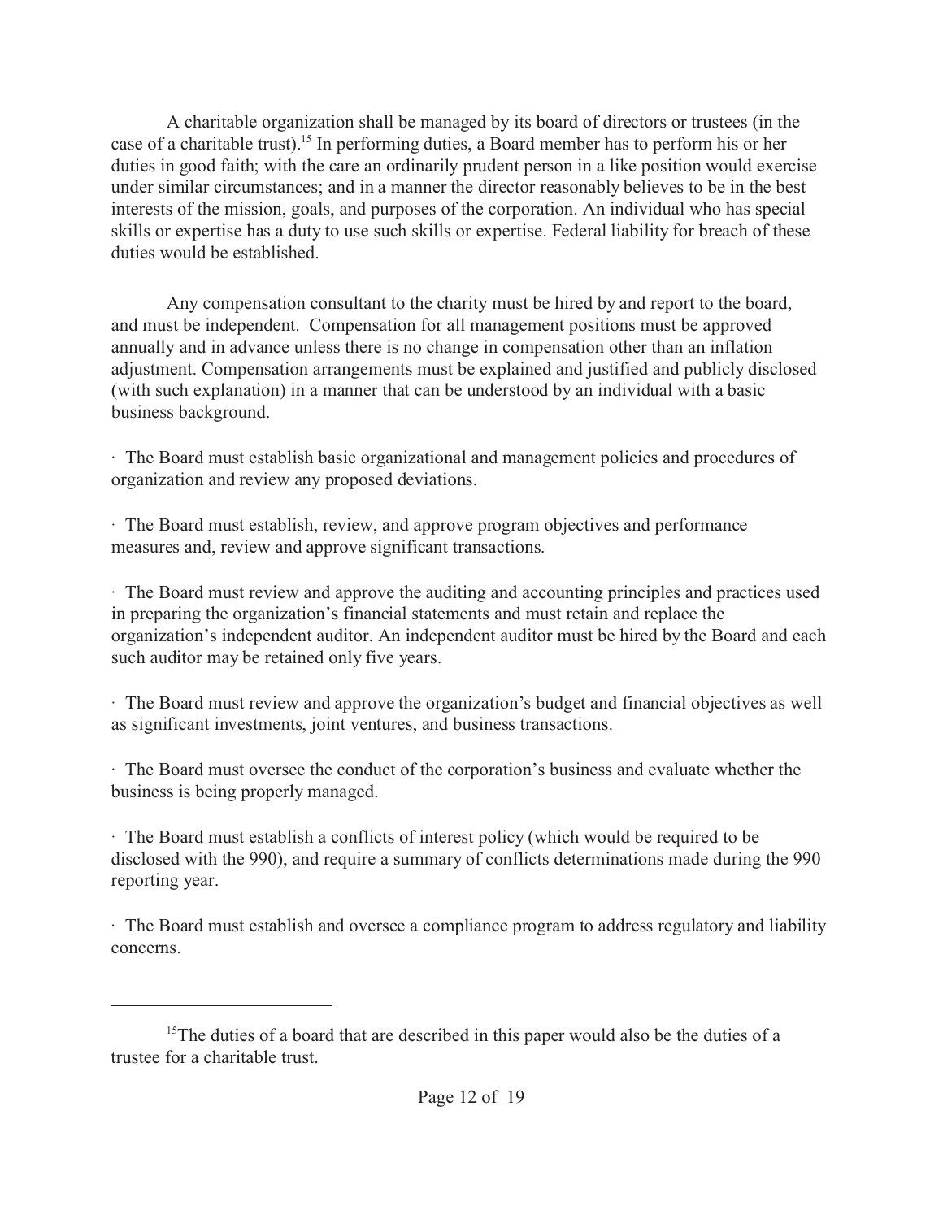A charitable organization shall be managed by its board of directors or trustees (in the case of a charitable trust).[15] In performing duties, a Board member has to perform his or her duties in good faith; with the care an ordinarily prudent person in a like position would exercise under similar circumstances; and in a manner the director reasonably believes to be in the best interests of the mission, goals, and purposes of the corporation. An individual who has special skills or expertise has a duty to use such skills or expertise. Federal liability for breach of these duties would be established.

Any compensation consultant to the charity must be hired by and report to the board, and must be independent. Compensation for all management positions must be approved annually and in advance unless there is no change in compensation other than an inflation adjustment. Compensation arrangements must be explained and justified and publicly disclosed (with such explanation) in a manner that can be understood by an individual with a basic business background.

· The Board must establish basic organizational and management policies and procedures of organization and review any proposed deviations.

· The Board must establish, review, and approve program objectives and performance measures and, review and approve significant transactions.

· The Board must review and approve the auditing and accounting principles and practices used in preparing the organization's financial statements and must retain and replace the organization's independent auditor. An independent auditor must be hired by the Board and each such auditor may be retained only five years.

· The Board must review and approve the organization's budget and financial objectives as well as significant investments, joint ventures, and business transactions.

· The Board must oversee the conduct of the corporation's business and evaluate whether the business is being properly managed.

· The Board must establish a conflicts of interest policy (which would be required to be disclosed with the 990), and require a summary of conflicts determinations made during the 990 reporting year.

· The Board must establish and oversee a compliance program to address regulatory and liability concerns.

---

[15] The duties of a board that are described in this paper would also be the duties of a trustee for a charitable trust.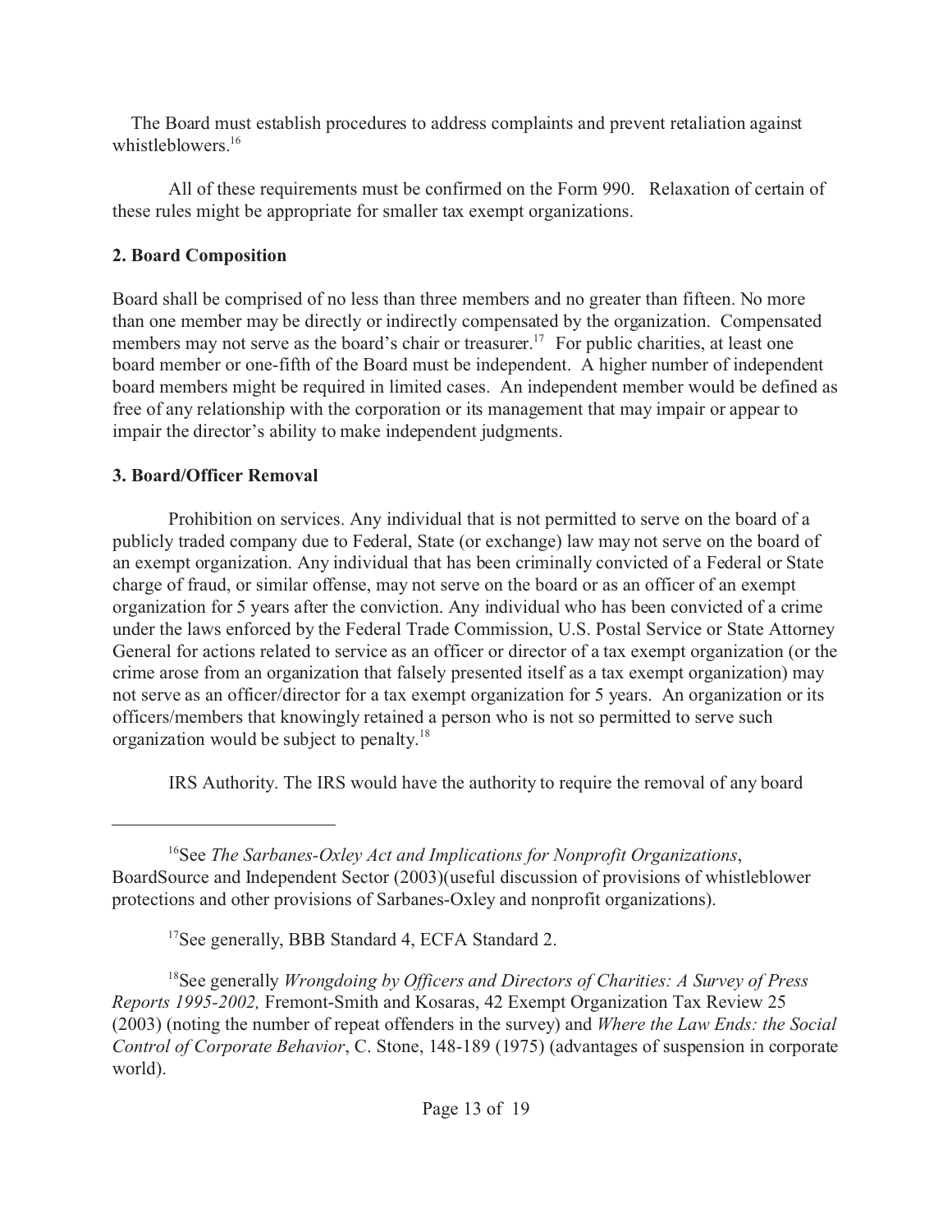The Board must establish procedures to address complaints and prevent retaliation against whistleblowers.[16]

All of these requirements must be confirmed on the Form 990. Relaxation of certain of these rules might be appropriate for smaller tax exempt organizations.

**2. Board Composition**

Board shall be comprised of no less than three members and no greater than fifteen. No more than one member may be directly or indirectly compensated by the organization. Compensated members may not serve as the board's chair or treasurer.[17] For public charities, at least one board member or one-fifth of the Board must be independent. A higher number of independent board members might be required in limited cases. An independent member would be defined as free of any relationship with the corporation or its management that may impair or appear to impair the director's ability to make independent judgments.

**3. Board/Officer Removal**

Prohibition on services. Any individual that is not permitted to serve on the board of a publicly traded company due to Federal, State (or exchange) law may not serve on the board of an exempt organization. Any individual that has been criminally convicted of a Federal or State charge of fraud, or similar offense, may not serve on the board or as an officer of an exempt organization for 5 years after the conviction. Any individual who has been convicted of a crime under the laws enforced by the Federal Trade Commission, U.S. Postal Service or State Attorney General for actions related to service as an officer or director of a tax exempt organization (or the crime arose from an organization that falsely presented itself as a tax exempt organization) may not serve as an officer/director for a tax exempt organization for 5 years. An organization or its officers/members that knowingly retained a person who is not so permitted to serve such organization would be subject to penalty.[18]

IRS Authority. The IRS would have the authority to require the removal of any board

---

[16] See *The Sarbanes-Oxley Act and Implications for Nonprofit Organizations*, BoardSource and Independent Sector (2003)(useful discussion of provisions of whistleblower protections and other provisions of Sarbanes-Oxley and nonprofit organizations).

[17] See generally, BBB Standard 4, ECFA Standard 2.

[18] See generally *Wrongdoing by Officers and Directors of Charities: A Survey of Press Reports 1995-2002,* Fremont-Smith and Kosaras, 42 Exempt Organization Tax Review 25 (2003) (noting the number of repeat offenders in the survey) and *Where the Law Ends: the Social Control of Corporate Behavior*, C. Stone, 148-189 (1975) (advantages of suspension in corporate world).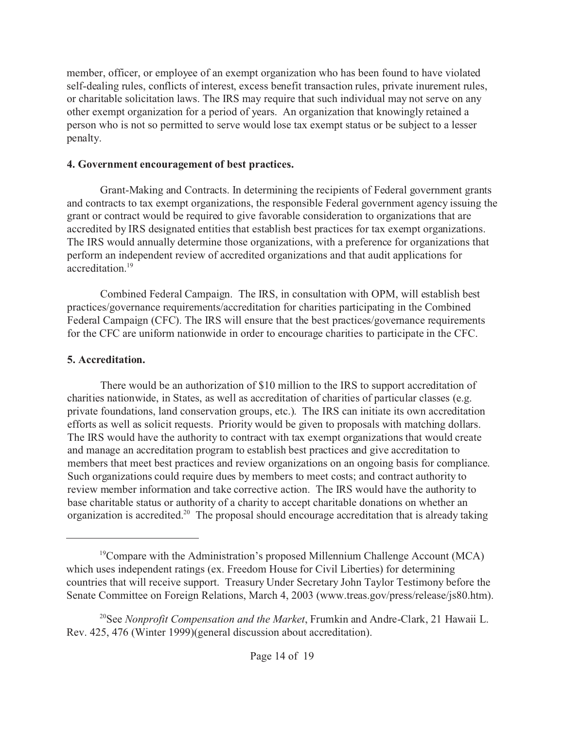member, officer, or employee of an exempt organization who has been found to have violated self-dealing rules, conflicts of interest, excess benefit transaction rules, private inurement rules, or charitable solicitation laws. The IRS may require that such individual may not serve on any other exempt organization for a period of years. An organization that knowingly retained a person who is not so permitted to serve would lose tax exempt status or be subject to a lesser penalty.

**4. Government encouragement of best practices.**

Grant-Making and Contracts. In determining the recipients of Federal government grants and contracts to tax exempt organizations, the responsible Federal government agency issuing the grant or contract would be required to give favorable consideration to organizations that are accredited by IRS designated entities that establish best practices for tax exempt organizations. The IRS would annually determine those organizations, with a preference for organizations that perform an independent review of accredited organizations and that audit applications for accreditation.[19]

Combined Federal Campaign. The IRS, in consultation with OPM, will establish best practices/governance requirements/accreditation for charities participating in the Combined Federal Campaign (CFC). The IRS will ensure that the best practices/governance requirements for the CFC are uniform nationwide in order to encourage charities to participate in the CFC.

**5. Accreditation.**

There would be an authorization of $10 million to the IRS to support accreditation of charities nationwide, in States, as well as accreditation of charities of particular classes (e.g. private foundations, land conservation groups, etc.). The IRS can initiate its own accreditation efforts as well as solicit requests. Priority would be given to proposals with matching dollars. The IRS would have the authority to contract with tax exempt organizations that would create and manage an accreditation program to establish best practices and give accreditation to members that meet best practices and review organizations on an ongoing basis for compliance. Such organizations could require dues by members to meet costs; and contract authority to review member information and take corrective action. The IRS would have the authority to base charitable status or authority of a charity to accept charitable donations on whether an organization is accredited.[20] The proposal should encourage accreditation that is already taking

---

[19] Compare with the Administration's proposed Millennium Challenge Account (MCA) which uses independent ratings (ex. Freedom House for Civil Liberties) for determining countries that will receive support. Treasury Under Secretary John Taylor Testimony before the Senate Committee on Foreign Relations, March 4, 2003 (www.treas.gov/press/release/js80.htm).

[20] See *Nonprofit Compensation and the Market*, Frumkin and Andre-Clark, 21 Hawaii L. Rev. 425, 476 (Winter 1999)(general discussion about accreditation).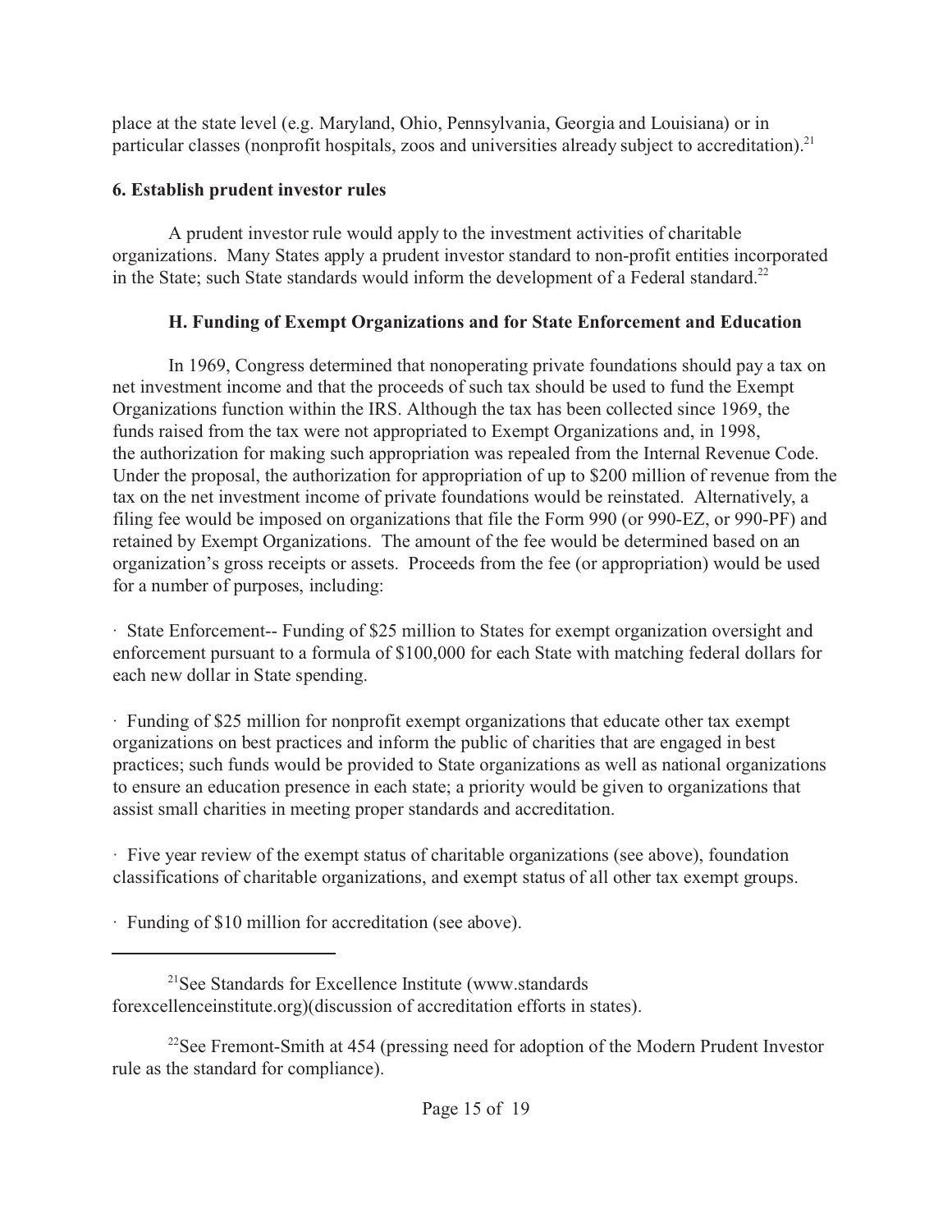place at the state level (e.g. Maryland, Ohio, Pennsylvania, Georgia and Louisiana) or in particular classes (nonprofit hospitals, zoos and universities already subject to accreditation).[21]

**6. Establish prudent investor rules**

A prudent investor rule would apply to the investment activities of charitable organizations. Many States apply a prudent investor standard to non-profit entities incorporated in the State; such State standards would inform the development of a Federal standard.[22]

### H. Funding of Exempt Organizations and for State Enforcement and Education

In 1969, Congress determined that nonoperating private foundations should pay a tax on net investment income and that the proceeds of such tax should be used to fund the Exempt Organizations function within the IRS. Although the tax has been collected since 1969, the funds raised from the tax were not appropriated to Exempt Organizations and, in 1998, the authorization for making such appropriation was repealed from the Internal Revenue Code. Under the proposal, the authorization for appropriation of up to $200 million of revenue from the tax on the net investment income of private foundations would be reinstated. Alternatively, a filing fee would be imposed on organizations that file the Form 990 (or 990-EZ, or 990-PF) and retained by Exempt Organizations. The amount of the fee would be determined based on an organization's gross receipts or assets. Proceeds from the fee (or appropriation) would be used for a number of purposes, including:

- State Enforcement-- Funding of $25 million to States for exempt organization oversight and enforcement pursuant to a formula of $100,000 for each State with matching federal dollars for each new dollar in State spending.

- Funding of $25 million for nonprofit exempt organizations that educate other tax exempt organizations on best practices and inform the public of charities that are engaged in best practices; such funds would be provided to State organizations as well as national organizations to ensure an education presence in each state; a priority would be given to organizations that assist small charities in meeting proper standards and accreditation.

- Five year review of the exempt status of charitable organizations (see above), foundation classifications of charitable organizations, and exempt status of all other tax exempt groups.

- Funding of $10 million for accreditation (see above).

---

[21] See Standards for Excellence Institute (www.standards forexcellenceinstitute.org)(discussion of accreditation efforts in states).

[22] See Fremont-Smith at 454 (pressing need for adoption of the Modern Prudent Investor rule as the standard for compliance).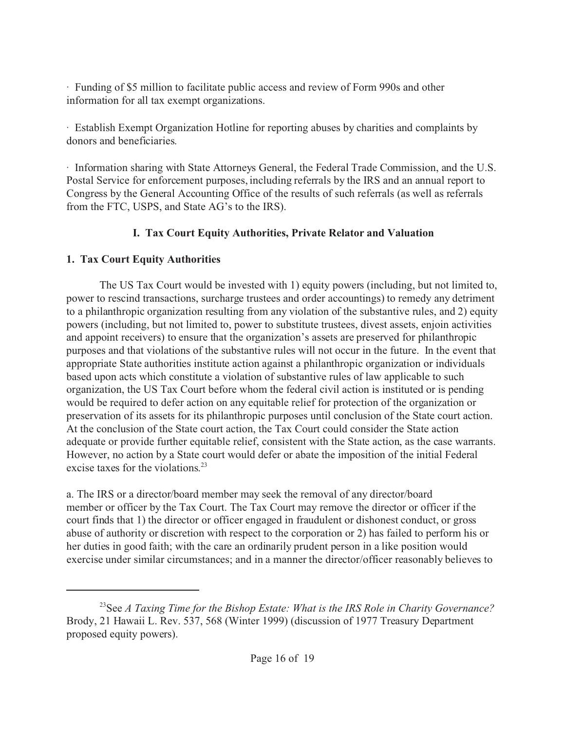· Funding of $5 million to facilitate public access and review of Form 990s and other information for all tax exempt organizations.

· Establish Exempt Organization Hotline for reporting abuses by charities and complaints by donors and beneficiaries.

· Information sharing with State Attorneys General, the Federal Trade Commission, and the U.S. Postal Service for enforcement purposes, including referrals by the IRS and an annual report to Congress by the General Accounting Office of the results of such referrals (as well as referrals from the FTC, USPS, and State AG's to the IRS).

## I. Tax Court Equity Authorities, Private Relator and Valuation

### 1. Tax Court Equity Authorities

The US Tax Court would be invested with 1) equity powers (including, but not limited to, power to rescind transactions, surcharge trustees and order accountings) to remedy any detriment to a philanthropic organization resulting from any violation of the substantive rules, and 2) equity powers (including, but not limited to, power to substitute trustees, divest assets, enjoin activities and appoint receivers) to ensure that the organization's assets are preserved for philanthropic purposes and that violations of the substantive rules will not occur in the future. In the event that appropriate State authorities institute action against a philanthropic organization or individuals based upon acts which constitute a violation of substantive rules of law applicable to such organization, the US Tax Court before whom the federal civil action is instituted or is pending would be required to defer action on any equitable relief for protection of the organization or preservation of its assets for its philanthropic purposes until conclusion of the State court action. At the conclusion of the State court action, the Tax Court could consider the State action adequate or provide further equitable relief, consistent with the State action, as the case warrants. However, no action by a State court would defer or abate the imposition of the initial Federal excise taxes for the violations.[23]

a. The IRS or a director/board member may seek the removal of any director/board member or officer by the Tax Court. The Tax Court may remove the director or officer if the court finds that 1) the director or officer engaged in fraudulent or dishonest conduct, or gross abuse of authority or discretion with respect to the corporation or 2) has failed to perform his or her duties in good faith; with the care an ordinarily prudent person in a like position would exercise under similar circumstances; and in a manner the director/officer reasonably believes to

---

[23] See *A Taxing Time for the Bishop Estate: What is the IRS Role in Charity Governance?* Brody, 21 Hawaii L. Rev. 537, 568 (Winter 1999) (discussion of 1977 Treasury Department proposed equity powers).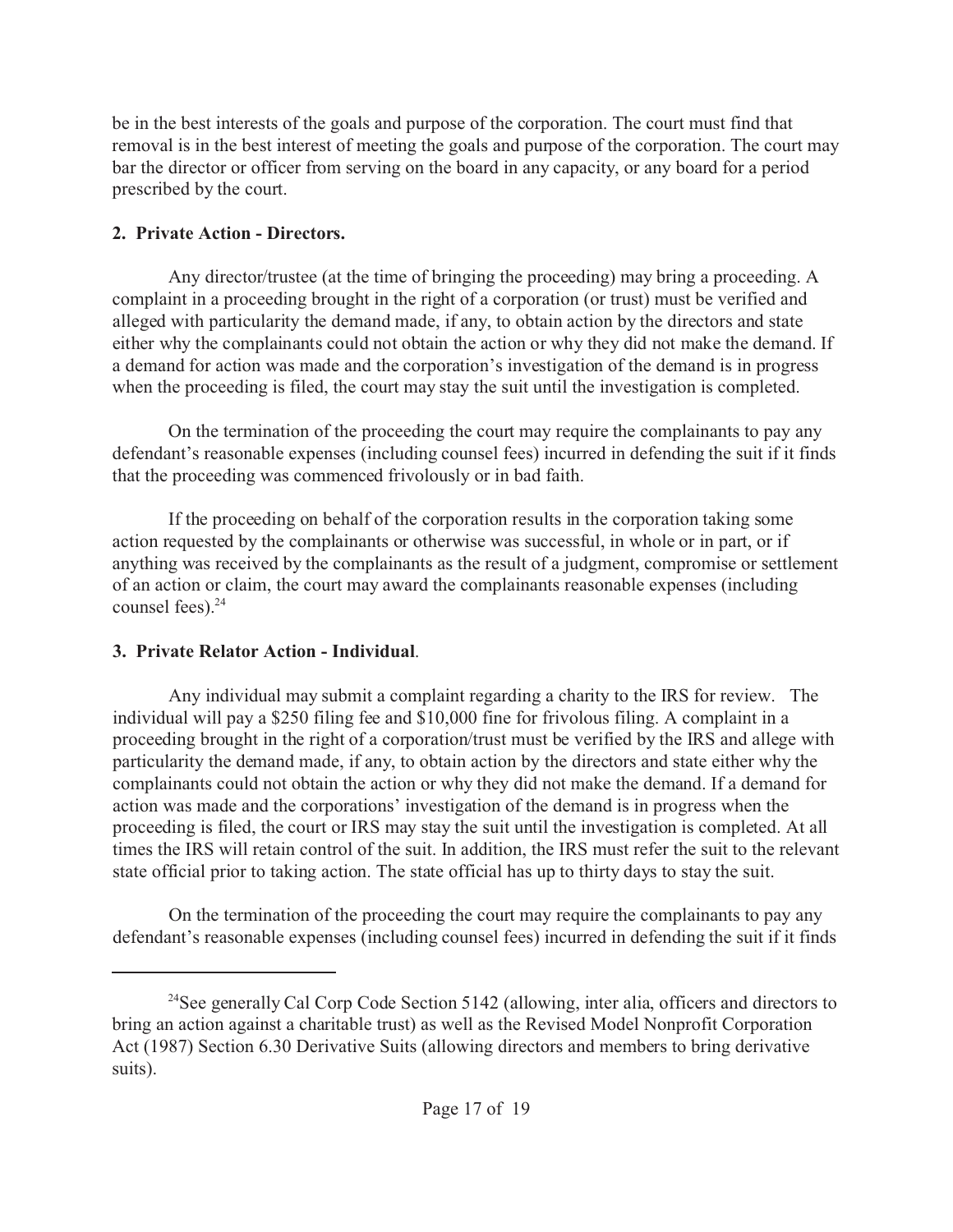be in the best interests of the goals and purpose of the corporation. The court must find that removal is in the best interest of meeting the goals and purpose of the corporation. The court may bar the director or officer from serving on the board in any capacity, or any board for a period prescribed by the court.

**2. Private Action - Directors.**

Any director/trustee (at the time of bringing the proceeding) may bring a proceeding. A complaint in a proceeding brought in the right of a corporation (or trust) must be verified and alleged with particularity the demand made, if any, to obtain action by the directors and state either why the complainants could not obtain the action or why they did not make the demand. If a demand for action was made and the corporation's investigation of the demand is in progress when the proceeding is filed, the court may stay the suit until the investigation is completed.

On the termination of the proceeding the court may require the complainants to pay any defendant's reasonable expenses (including counsel fees) incurred in defending the suit if it finds that the proceeding was commenced frivolously or in bad faith.

If the proceeding on behalf of the corporation results in the corporation taking some action requested by the complainants or otherwise was successful, in whole or in part, or if anything was received by the complainants as the result of a judgment, compromise or settlement of an action or claim, the court may award the complainants reasonable expenses (including counsel fees).[24]

**3. Private Relator Action - Individual**.

Any individual may submit a complaint regarding a charity to the IRS for review. The individual will pay a $250 filing fee and $10,000 fine for frivolous filing. A complaint in a proceeding brought in the right of a corporation/trust must be verified by the IRS and allege with particularity the demand made, if any, to obtain action by the directors and state either why the complainants could not obtain the action or why they did not make the demand. If a demand for action was made and the corporations' investigation of the demand is in progress when the proceeding is filed, the court or IRS may stay the suit until the investigation is completed. At all times the IRS will retain control of the suit. In addition, the IRS must refer the suit to the relevant state official prior to taking action. The state official has up to thirty days to stay the suit.

On the termination of the proceeding the court may require the complainants to pay any defendant's reasonable expenses (including counsel fees) incurred in defending the suit if it finds

---

[24]See generally Cal Corp Code Section 5142 (allowing, inter alia, officers and directors to bring an action against a charitable trust) as well as the Revised Model Nonprofit Corporation Act (1987) Section 6.30 Derivative Suits (allowing directors and members to bring derivative suits).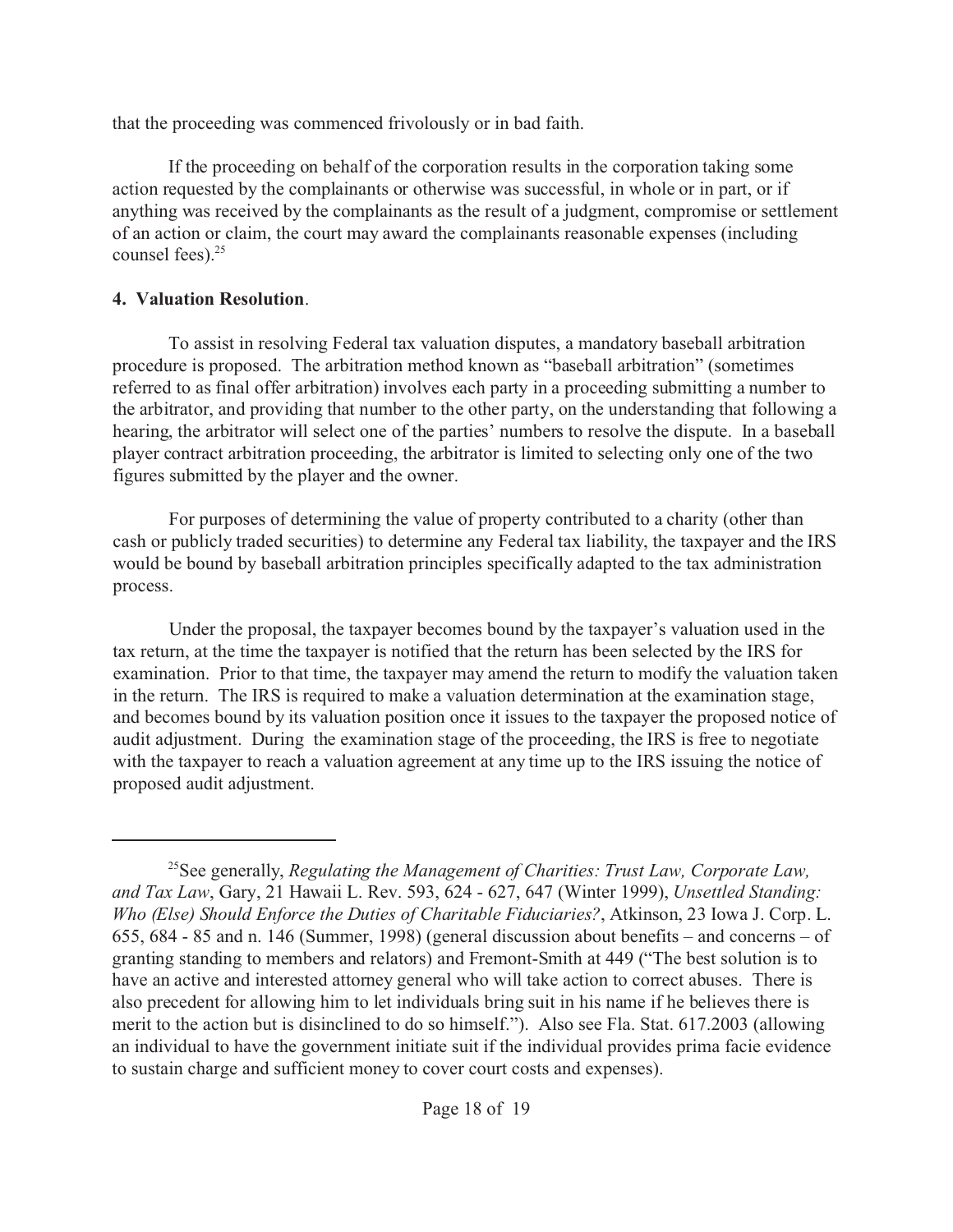that the proceeding was commenced frivolously or in bad faith.

If the proceeding on behalf of the corporation results in the corporation taking some action requested by the complainants or otherwise was successful, in whole or in part, or if anything was received by the complainants as the result of a judgment, compromise or settlement of an action or claim, the court may award the complainants reasonable expenses (including counsel fees).[25]

**4. Valuation Resolution**.

To assist in resolving Federal tax valuation disputes, a mandatory baseball arbitration procedure is proposed. The arbitration method known as "baseball arbitration" (sometimes referred to as final offer arbitration) involves each party in a proceeding submitting a number to the arbitrator, and providing that number to the other party, on the understanding that following a hearing, the arbitrator will select one of the parties' numbers to resolve the dispute. In a baseball player contract arbitration proceeding, the arbitrator is limited to selecting only one of the two figures submitted by the player and the owner.

For purposes of determining the value of property contributed to a charity (other than cash or publicly traded securities) to determine any Federal tax liability, the taxpayer and the IRS would be bound by baseball arbitration principles specifically adapted to the tax administration process.

Under the proposal, the taxpayer becomes bound by the taxpayer's valuation used in the tax return, at the time the taxpayer is notified that the return has been selected by the IRS for examination. Prior to that time, the taxpayer may amend the return to modify the valuation taken in the return. The IRS is required to make a valuation determination at the examination stage, and becomes bound by its valuation position once it issues to the taxpayer the proposed notice of audit adjustment. During the examination stage of the proceeding, the IRS is free to negotiate with the taxpayer to reach a valuation agreement at any time up to the IRS issuing the notice of proposed audit adjustment.

---

[25]See generally, *Regulating the Management of Charities: Trust Law, Corporate Law, and Tax Law*, Gary, 21 Hawaii L. Rev. 593, 624 - 627, 647 (Winter 1999), *Unsettled Standing: Who (Else) Should Enforce the Duties of Charitable Fiduciaries?*, Atkinson, 23 Iowa J. Corp. L. 655, 684 - 85 and n. 146 (Summer, 1998) (general discussion about benefits – and concerns – of granting standing to members and relators) and Fremont-Smith at 449 ("The best solution is to have an active and interested attorney general who will take action to correct abuses. There is also precedent for allowing him to let individuals bring suit in his name if he believes there is merit to the action but is disinclined to do so himself."). Also see Fla. Stat. 617.2003 (allowing an individual to have the government initiate suit if the individual provides prima facie evidence to sustain charge and sufficient money to cover court costs and expenses).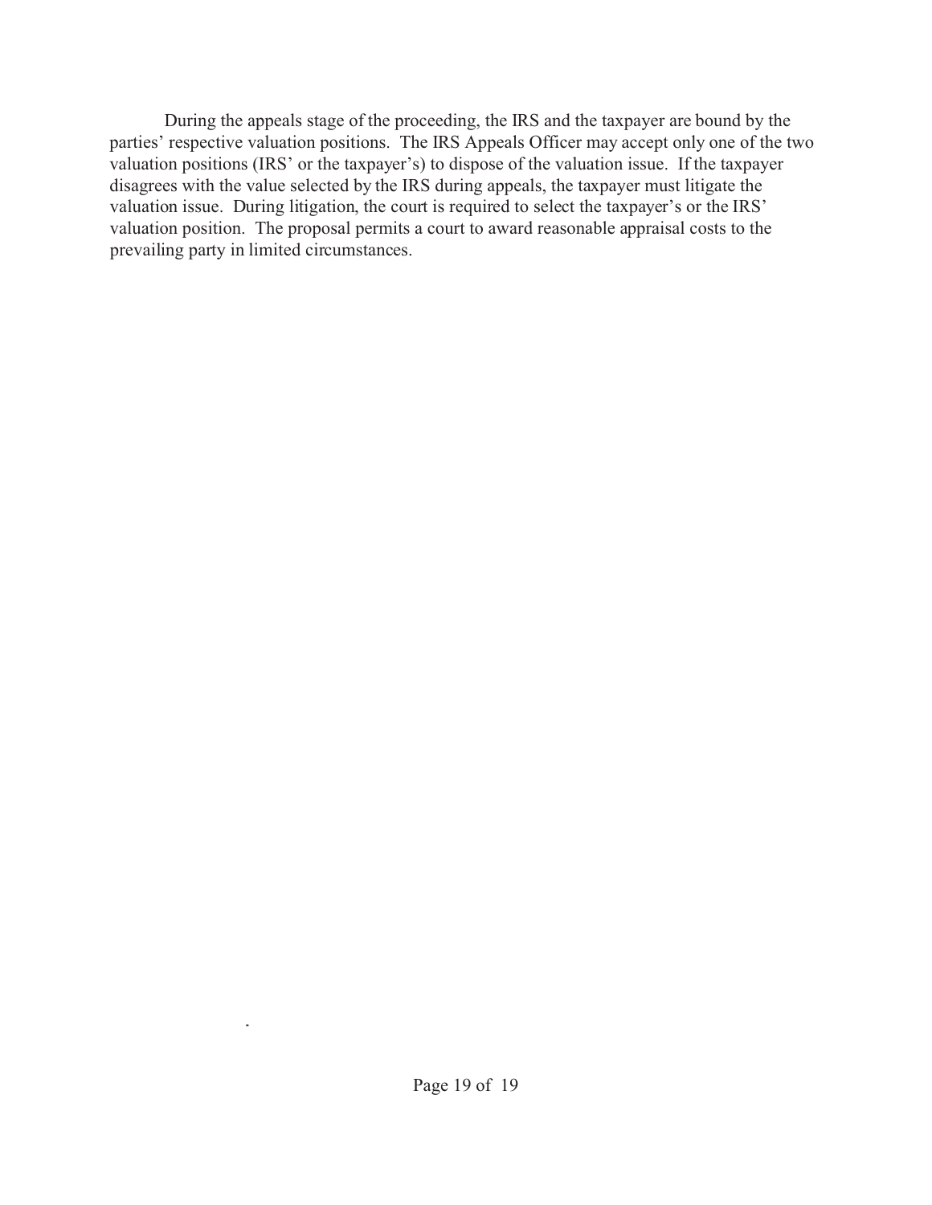During the appeals stage of the proceeding, the IRS and the taxpayer are bound by the parties' respective valuation positions. The IRS Appeals Officer may accept only one of the two valuation positions (IRS' or the taxpayer's) to dispose of the valuation issue. If the taxpayer disagrees with the value selected by the IRS during appeals, the taxpayer must litigate the valuation issue. During litigation, the court is required to select the taxpayer's or the IRS' valuation position. The proposal permits a court to award reasonable appraisal costs to the prevailing party in limited circumstances.